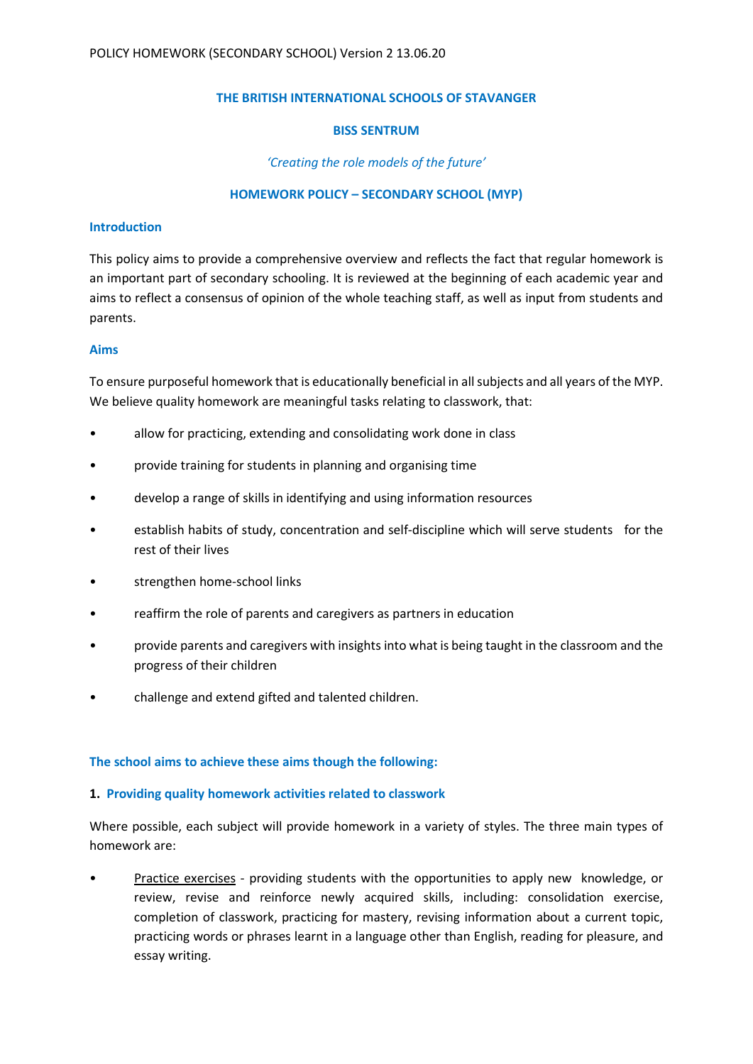# THE BRITISH INTERNATIONAL SCHOOLS OF STAVANGER

## BISS SENTRUM

*'Creating the role models of the future'*

## HOMEWORK POLICY – SECONDARY SCHOOL (MYP)

### Introduction

This policy aims to provide a comprehensive overview and reflects the fact that regular homework is an important part of secondary schooling. It is reviewed at the beginning of each academic year and aims to reflect a consensus of opinion of the whole teaching staff, as well as input from students and parents.

### Aims

To ensure purposeful homework that is educationally beneficial in all subjects and all years of the MYP. We believe quality homework are meaningful tasks relating to classwork, that:

- allow for practicing, extending and consolidating work done in class
- provide training for students in planning and organising time
- develop a range of skills in identifying and using information resources
- establish habits of study, concentration and self-discipline which will serve students for the rest of their lives
- strengthen home-school links
- reaffirm the role of parents and caregivers as partners in education
- provide parents and caregivers with insights into what is being taught in the classroom and the progress of their children
- challenge and extend gifted and talented children.

### The school aims to achieve these aims though the following:

**1. Providing quality homework activities related to classwork**

Where possible, each subject will provide homework in a variety of styles. The three main types of homework are:

- Practice exercises - providing students with the opportunities to apply new knowledge, or review, revise and reinforce newly acquired skills, including: consolidation exercise, completion of classwork, practicing for mastery, revising information about a current topic, practicing words or phrases learnt in a language other than English, reading for pleasure, and essay writing.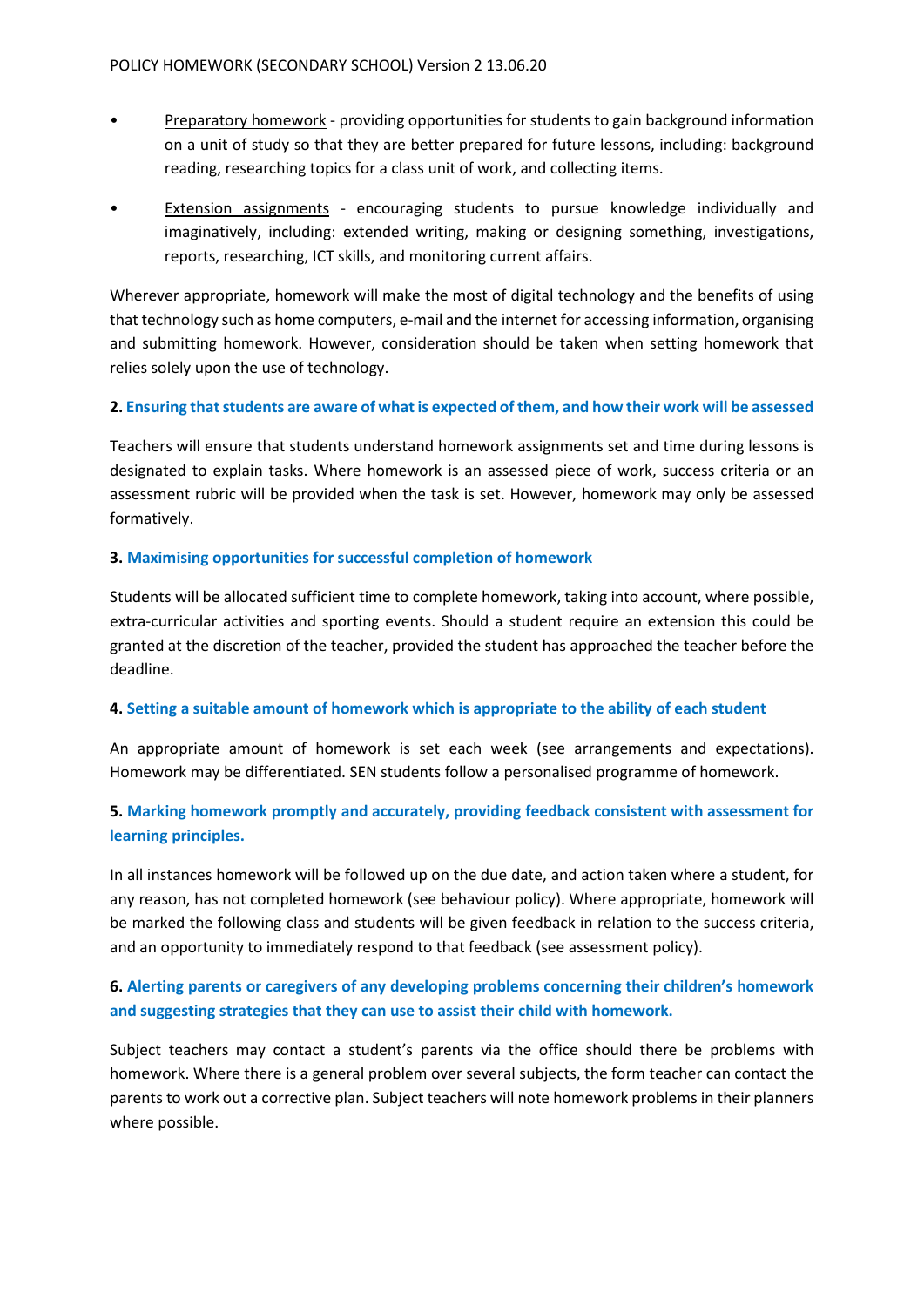- Preparatory homework - providing opportunities for students to gain background information on a unit of study so that they are better prepared for future lessons, including: background reading, researching topics for a class unit of work, and collecting items.
- Extension assignments - encouraging students to pursue knowledge individually and imaginatively, including: extended writing, making or designing something, investigations, reports, researching, ICT skills, and monitoring current affairs.

Wherever appropriate, homework will make the most of digital technology and the benefits of using that technology such as home computers, e-mail and the internet for accessing information, organising and submitting homework. However, consideration should be taken when setting homework that relies solely upon the use of technology.

**2. Ensuring that students are aware of what is expected of them, and how their work will be assessed**

Teachers will ensure that students understand homework assignments set and time during lessons is designated to explain tasks. Where homework is an assessed piece of work, success criteria or an assessment rubric will be provided when the task is set. However, homework may only be assessed formatively.

**3. Maximising opportunities for successful completion of homework**

Students will be allocated sufficient time to complete homework, taking into account, where possible, extra-curricular activities and sporting events. Should a student require an extension this could be granted at the discretion of the teacher, provided the student has approached the teacher before the deadline.

**4. Setting a suitable amount of homework which is appropriate to the ability of each student**

An appropriate amount of homework is set each week (see arrangements and expectations). Homework may be differentiated. SEN students follow a personalised programme of homework.

**5. Marking homework promptly and accurately, providing feedback consistent with assessment for learning principles.**

In all instances homework will be followed up on the due date, and action taken where a student, for any reason, has not completed homework (see behaviour policy). Where appropriate, homework will be marked the following class and students will be given feedback in relation to the success criteria, and an opportunity to immediately respond to that feedback (see assessment policy).

**6. Alerting parents or caregivers of any developing problems concerning their children's homework and suggesting strategies that they can use to assist their child with homework.**

Subject teachers may contact a student's parents via the office should there be problems with homework. Where there is a general problem over several subjects, the form teacher can contact the parents to work out a corrective plan. Subject teachers will note homework problems in their planners where possible.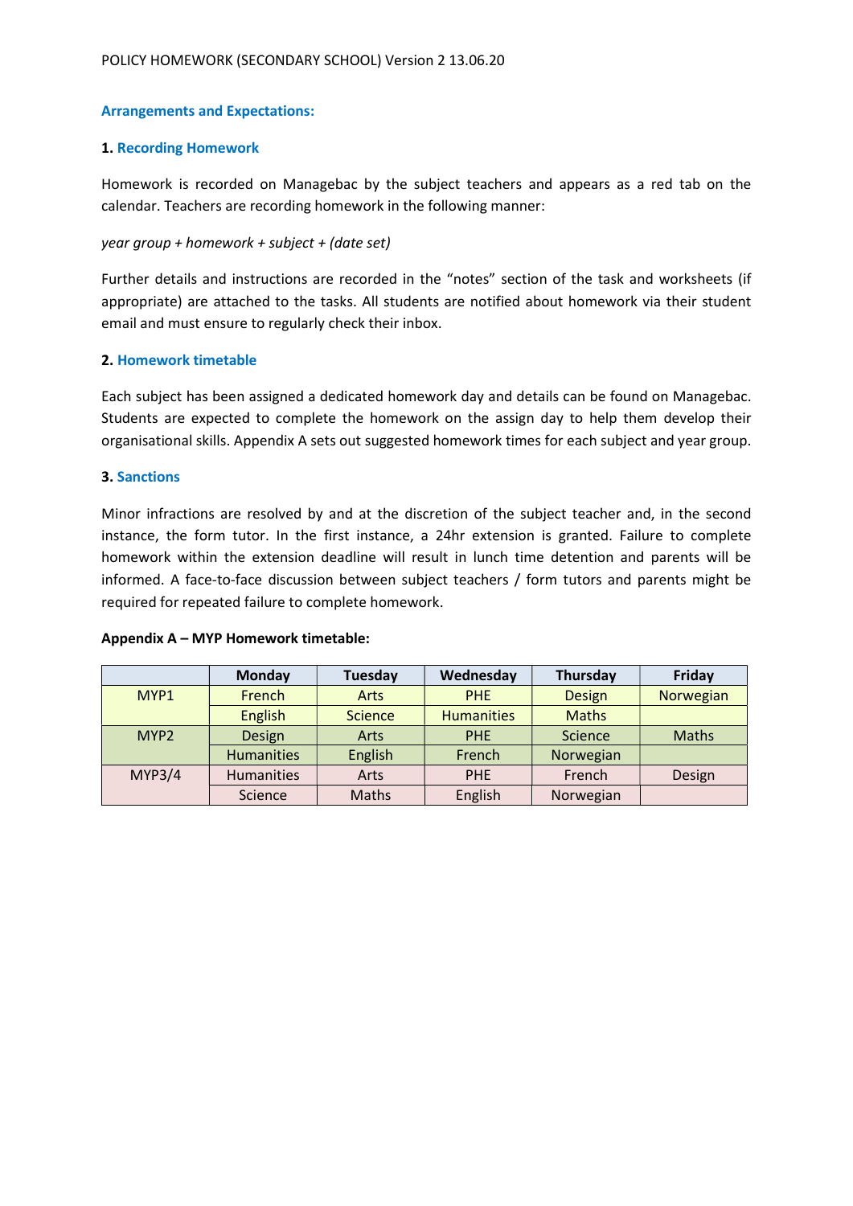### Arrangements and Expectations:

#### 1. Recording Homework

Homework is recorded on Managebac by the subject teachers and appears as a red tab on the calendar. Teachers are recording homework in the following manner:

*year group + homework + subject + (date set)*

Further details and instructions are recorded in the "notes" section of the task and worksheets (if appropriate) are attached to the tasks. All students are notified about homework via their student email and must ensure to regularly check their inbox.

#### 2. Homework timetable

Each subject has been assigned a dedicated homework day and details can be found on Managebac. Students are expected to complete the homework on the assign day to help them develop their organisational skills. Appendix A sets out suggested homework times for each subject and year group.

#### 3. Sanctions

Minor infractions are resolved by and at the discretion of the subject teacher and, in the second instance, the form tutor. In the first instance, a 24hr extension is granted. Failure to complete homework within the extension deadline will result in lunch time detention and parents will be informed. A face-to-face discussion between subject teachers / form tutors and parents might be required for repeated failure to complete homework.

**Appendix A – MYP Homework timetable:**

| | Monday | Tuesday | Wednesday | Thursday | Friday |
|---|---|---|---|---|---|
| MYP1 | French | Arts | PHE | Design | Norwegian |
| | English | Science | Humanities | Maths | |
| MYP2 | Design | Arts | PHE | Science | Maths |
| | Humanities | English | French | Norwegian | |
| MYP3/4 | Humanities | Arts | PHE | French | Design |
| | Science | Maths | English | Norwegian | |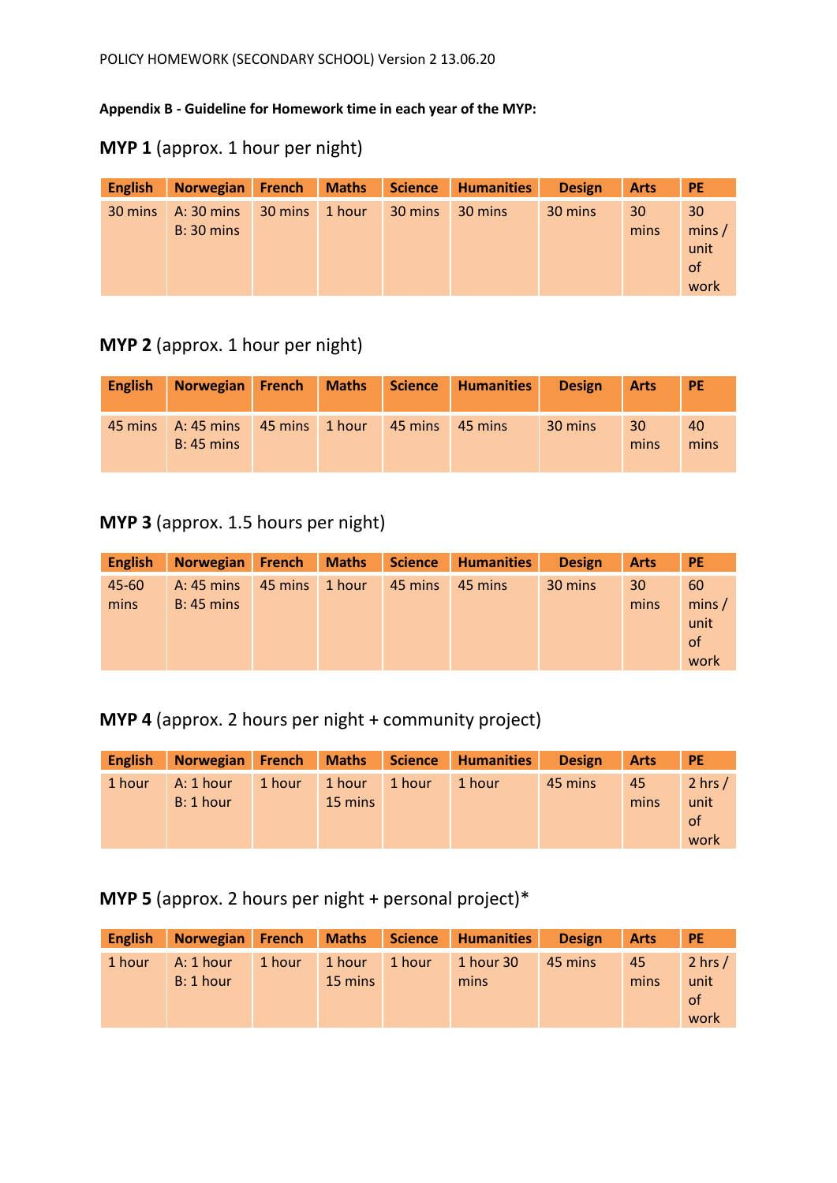**Appendix B - Guideline for Homework time in each year of the MYP:**

## MYP 1 (approx. 1 hour per night)

| English | Norwegian | French | Maths | Science | Humanities | Design | Arts | PE |
|---|---|---|---|---|---|---|---|---|
| 30 mins | A: 30 mins<br>B: 30 mins | 30 mins | 1 hour | 30 mins | 30 mins | 30 mins | 30 mins | 30 mins / unit of work |

## MYP 2 (approx. 1 hour per night)

| English | Norwegian | French | Maths | Science | Humanities | Design | Arts | PE |
|---|---|---|---|---|---|---|---|---|
| 45 mins | A: 45 mins<br>B: 45 mins | 45 mins | 1 hour | 45 mins | 45 mins | 30 mins | 30 mins | 40 mins |

## MYP 3 (approx. 1.5 hours per night)

| English | Norwegian | French | Maths | Science | Humanities | Design | Arts | PE |
|---|---|---|---|---|---|---|---|---|
| 45-60 mins | A: 45 mins<br>B: 45 mins | 45 mins | 1 hour | 45 mins | 45 mins | 30 mins | 30 mins | 60 mins / unit of work |

## MYP 4 (approx. 2 hours per night + community project)

| English | Norwegian | French | Maths | Science | Humanities | Design | Arts | PE |
|---|---|---|---|---|---|---|---|---|
| 1 hour | A: 1 hour<br>B: 1 hour | 1 hour | 1 hour 15 mins | 1 hour | 1 hour | 45 mins | 45 mins | 2 hrs / unit of work |

## MYP 5 (approx. 2 hours per night + personal project)*

| English | Norwegian | French | Maths | Science | Humanities | Design | Arts | PE |
|---|---|---|---|---|---|---|---|---|
| 1 hour | A: 1 hour<br>B: 1 hour | 1 hour | 1 hour 15 mins | 1 hour | 1 hour 30 mins | 45 mins | 45 mins | 2 hrs / unit of work |